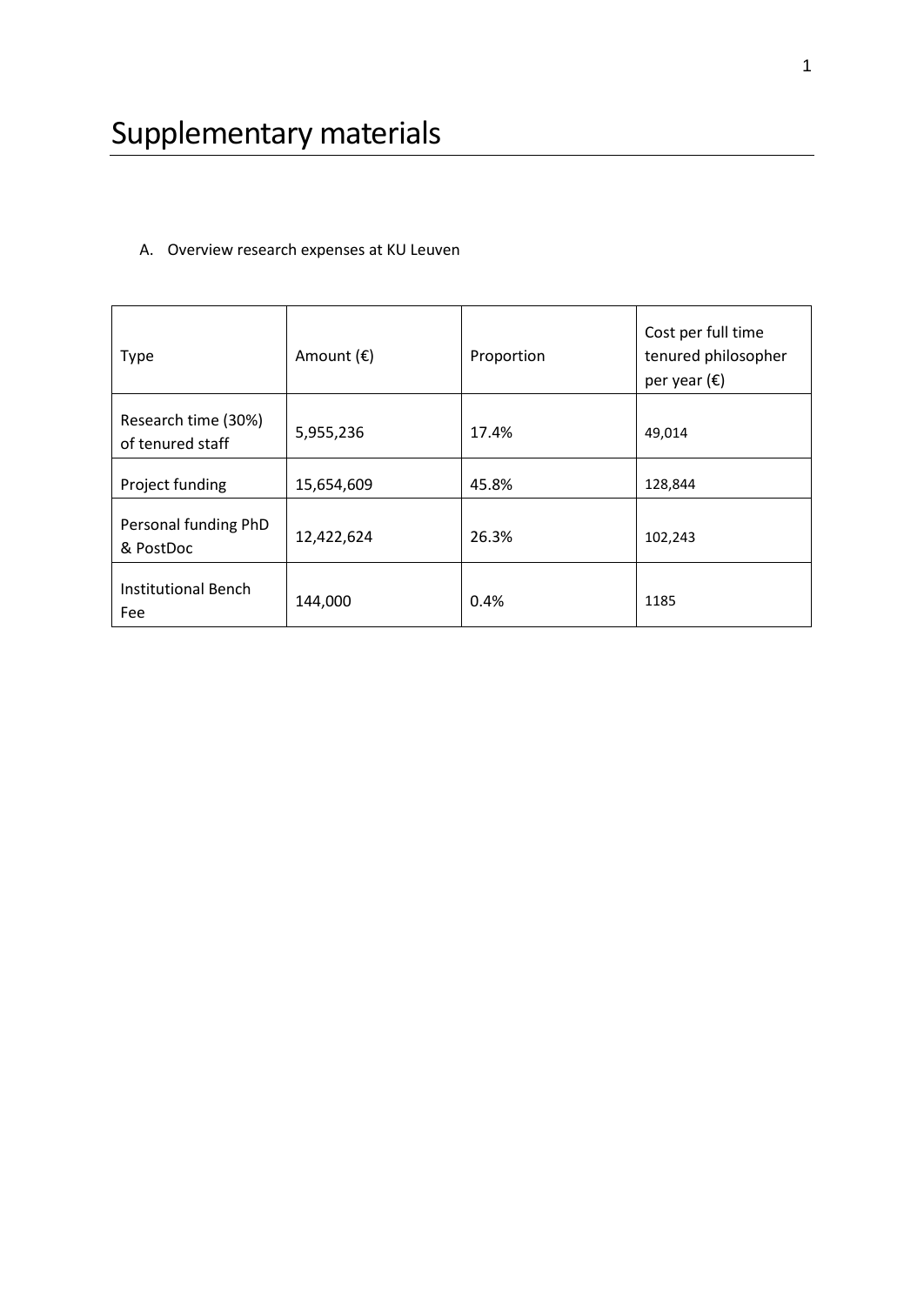# Supplementary materials

A. Overview research expenses at KU Leuven

| Type | Amount (€) | Proportion | Cost per full time tenured philosopher per year (€) |
|---|---|---|---|
| Research time (30%) of tenured staff | 5,955,236 | 17.4% | 49,014 |
| Project funding | 15,654,609 | 45.8% | 128,844 |
| Personal funding PhD & PostDoc | 12,422,624 | 26.3% | 102,243 |
| Institutional Bench Fee | 144,000 | 0.4% | 1185 |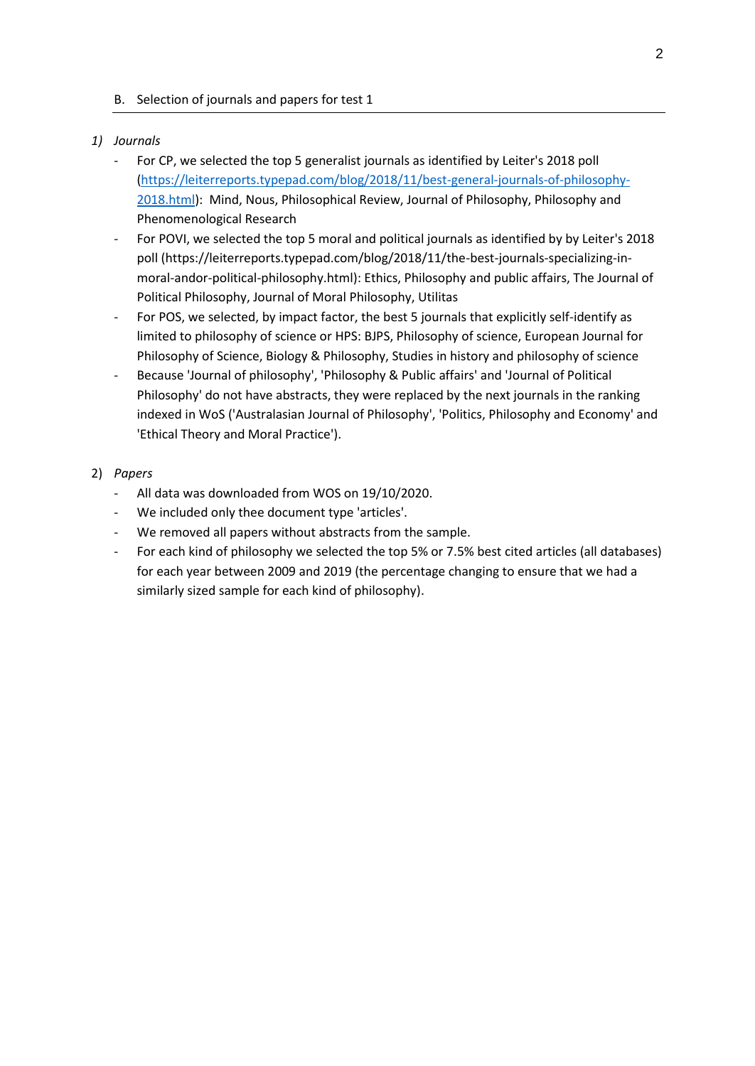## B. Selection of journals and papers for test 1

### *1) Journals*

- For CP, we selected the top 5 generalist journals as identified by Leiter's 2018 poll (https://leiterreports.typepad.com/blog/2018/11/best-general-journals-of-philosophy-2018.html): Mind, Nous, Philosophical Review, Journal of Philosophy, Philosophy and Phenomenological Research
- For POVI, we selected the top 5 moral and political journals as identified by by Leiter's 2018 poll (https://leiterreports.typepad.com/blog/2018/11/the-best-journals-specializing-in-moral-andor-political-philosophy.html): Ethics, Philosophy and public affairs, The Journal of Political Philosophy, Journal of Moral Philosophy, Utilitas
- For POS, we selected, by impact factor, the best 5 journals that explicitly self-identify as limited to philosophy of science or HPS: BJPS, Philosophy of science, European Journal for Philosophy of Science, Biology & Philosophy, Studies in history and philosophy of science
- Because 'Journal of philosophy', 'Philosophy & Public affairs' and 'Journal of Political Philosophy' do not have abstracts, they were replaced by the next journals in the ranking indexed in WoS ('Australasian Journal of Philosophy', 'Politics, Philosophy and Economy' and 'Ethical Theory and Moral Practice').

### 2) *Papers*

- All data was downloaded from WOS on 19/10/2020.
- We included only thee document type 'articles'.
- We removed all papers without abstracts from the sample.
- For each kind of philosophy we selected the top 5% or 7.5% best cited articles (all databases) for each year between 2009 and 2019 (the percentage changing to ensure that we had a similarly sized sample for each kind of philosophy).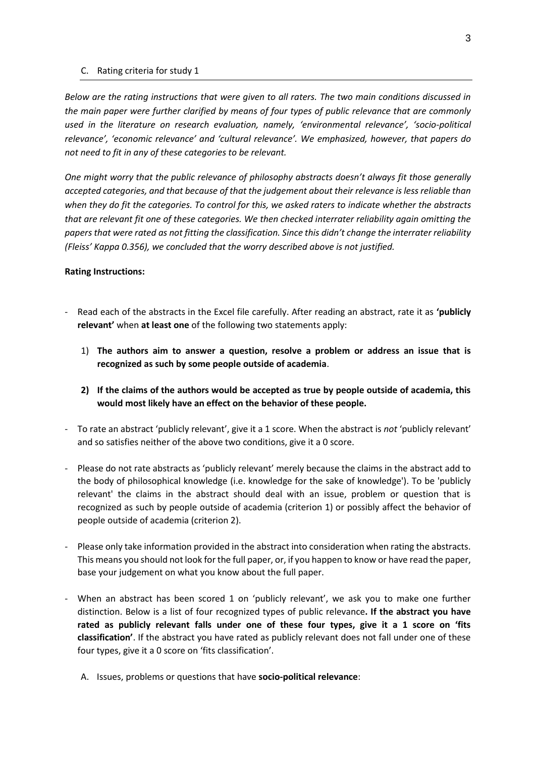C. Rating criteria for study 1

*Below are the rating instructions that were given to all raters. The two main conditions discussed in the main paper were further clarified by means of four types of public relevance that are commonly used in the literature on research evaluation, namely, 'environmental relevance', 'socio-political relevance', 'economic relevance' and 'cultural relevance'. We emphasized, however, that papers do not need to fit in any of these categories to be relevant.*

*One might worry that the public relevance of philosophy abstracts doesn't always fit those generally accepted categories, and that because of that the judgement about their relevance is less reliable than when they do fit the categories. To control for this, we asked raters to indicate whether the abstracts that are relevant fit one of these categories. We then checked interrater reliability again omitting the papers that were rated as not fitting the classification. Since this didn't change the interrater reliability (Fleiss' Kappa 0.356), we concluded that the worry described above is not justified.*

**Rating Instructions:**

- Read each of the abstracts in the Excel file carefully. After reading an abstract, rate it as **'publicly relevant'** when **at least one** of the following two statements apply:

  1) **The authors aim to answer a question, resolve a problem or address an issue that is recognized as such by some people outside of academia**.

  2) **If the claims of the authors would be accepted as true by people outside of academia, this would most likely have an effect on the behavior of these people.**

- To rate an abstract 'publicly relevant', give it a 1 score. When the abstract is *not* 'publicly relevant' and so satisfies neither of the above two conditions, give it a 0 score.

- Please do not rate abstracts as 'publicly relevant' merely because the claims in the abstract add to the body of philosophical knowledge (i.e. knowledge for the sake of knowledge'). To be 'publicly relevant' the claims in the abstract should deal with an issue, problem or question that is recognized as such by people outside of academia (criterion 1) or possibly affect the behavior of people outside of academia (criterion 2).

- Please only take information provided in the abstract into consideration when rating the abstracts. This means you should not look for the full paper, or, if you happen to know or have read the paper, base your judgement on what you know about the full paper.

- When an abstract has been scored 1 on 'publicly relevant', we ask you to make one further distinction. Below is a list of four recognized types of public relevance**. If the abstract you have rated as publicly relevant falls under one of these four types, give it a 1 score on 'fits classification'**. If the abstract you have rated as publicly relevant does not fall under one of these four types, give it a 0 score on 'fits classification'.

  A. Issues, problems or questions that have **socio-political relevance**: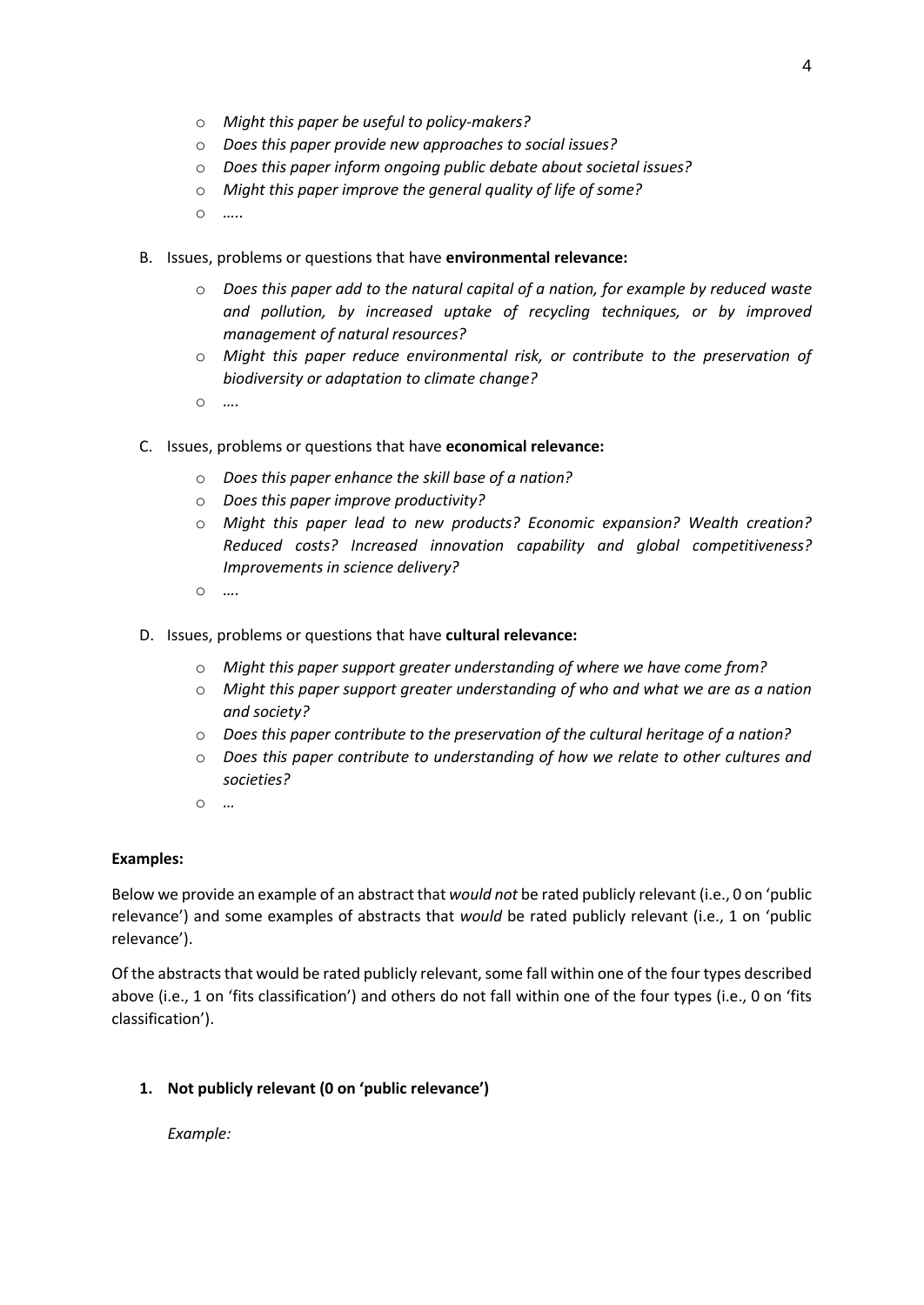- *Might this paper be useful to policy-makers?*
- *Does this paper provide new approaches to social issues?*
- *Does this paper inform ongoing public debate about societal issues?*
- *Might this paper improve the general quality of life of some?*
- *…..*

B. Issues, problems or questions that have **environmental relevance:**

- *Does this paper add to the natural capital of a nation, for example by reduced waste and pollution, by increased uptake of recycling techniques, or by improved management of natural resources?*
- *Might this paper reduce environmental risk, or contribute to the preservation of biodiversity or adaptation to climate change?*
- *….*

C. Issues, problems or questions that have **economical relevance:**

- *Does this paper enhance the skill base of a nation?*
- *Does this paper improve productivity?*
- *Might this paper lead to new products? Economic expansion? Wealth creation? Reduced costs? Increased innovation capability and global competitiveness? Improvements in science delivery?*
- *….*

D. Issues, problems or questions that have **cultural relevance:**

- *Might this paper support greater understanding of where we have come from?*
- *Might this paper support greater understanding of who and what we are as a nation and society?*
- *Does this paper contribute to the preservation of the cultural heritage of a nation?*
- *Does this paper contribute to understanding of how we relate to other cultures and societies?*
- *…*

**Examples:**

Below we provide an example of an abstract that *would not* be rated publicly relevant (i.e., 0 on 'public relevance') and some examples of abstracts that *would* be rated publicly relevant (i.e., 1 on 'public relevance').

Of the abstracts that would be rated publicly relevant, some fall within one of the four types described above (i.e., 1 on 'fits classification') and others do not fall within one of the four types (i.e., 0 on 'fits classification').

**1. Not publicly relevant (0 on 'public relevance')**

*Example:*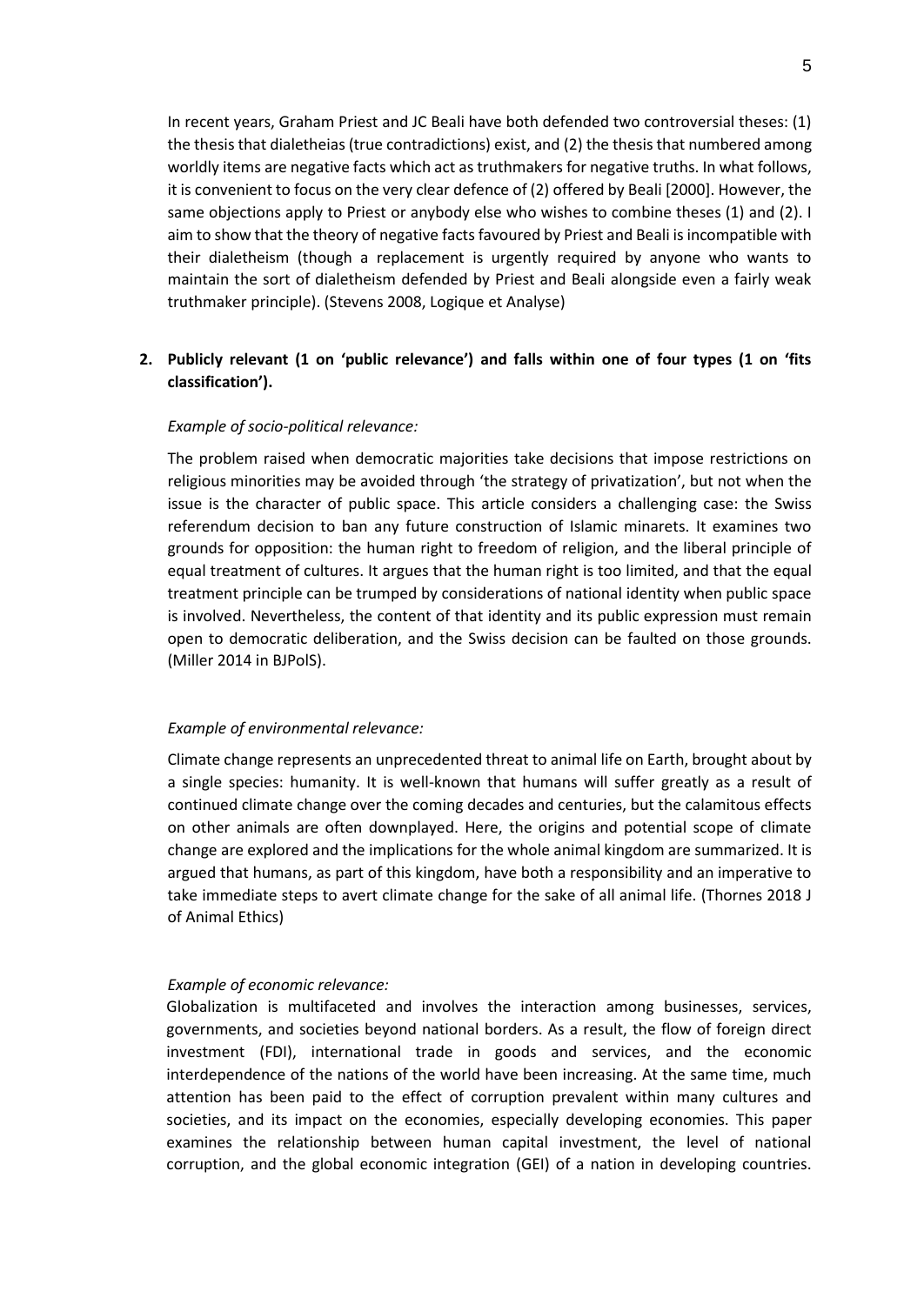In recent years, Graham Priest and JC Beali have both defended two controversial theses: (1) the thesis that dialetheias (true contradictions) exist, and (2) the thesis that numbered among worldly items are negative facts which act as truthmakers for negative truths. In what follows, it is convenient to focus on the very clear defence of (2) offered by Beali [2000]. However, the same objections apply to Priest or anybody else who wishes to combine theses (1) and (2). I aim to show that the theory of negative facts favoured by Priest and Beali is incompatible with their dialetheism (though a replacement is urgently required by anyone who wants to maintain the sort of dialetheism defended by Priest and Beali alongside even a fairly weak truthmaker principle). (Stevens 2008, Logique et Analyse)

**2. Publicly relevant (1 on 'public relevance') and falls within one of four types (1 on 'fits classification').**

*Example of socio-political relevance:*

The problem raised when democratic majorities take decisions that impose restrictions on religious minorities may be avoided through 'the strategy of privatization', but not when the issue is the character of public space. This article considers a challenging case: the Swiss referendum decision to ban any future construction of Islamic minarets. It examines two grounds for opposition: the human right to freedom of religion, and the liberal principle of equal treatment of cultures. It argues that the human right is too limited, and that the equal treatment principle can be trumped by considerations of national identity when public space is involved. Nevertheless, the content of that identity and its public expression must remain open to democratic deliberation, and the Swiss decision can be faulted on those grounds. (Miller 2014 in BJPolS).

*Example of environmental relevance:*

Climate change represents an unprecedented threat to animal life on Earth, brought about by a single species: humanity. It is well-known that humans will suffer greatly as a result of continued climate change over the coming decades and centuries, but the calamitous effects on other animals are often downplayed. Here, the origins and potential scope of climate change are explored and the implications for the whole animal kingdom are summarized. It is argued that humans, as part of this kingdom, have both a responsibility and an imperative to take immediate steps to avert climate change for the sake of all animal life. (Thornes 2018 J of Animal Ethics)

*Example of economic relevance:*

Globalization is multifaceted and involves the interaction among businesses, services, governments, and societies beyond national borders. As a result, the flow of foreign direct investment (FDI), international trade in goods and services, and the economic interdependence of the nations of the world have been increasing. At the same time, much attention has been paid to the effect of corruption prevalent within many cultures and societies, and its impact on the economies, especially developing economies. This paper examines the relationship between human capital investment, the level of national corruption, and the global economic integration (GEI) of a nation in developing countries.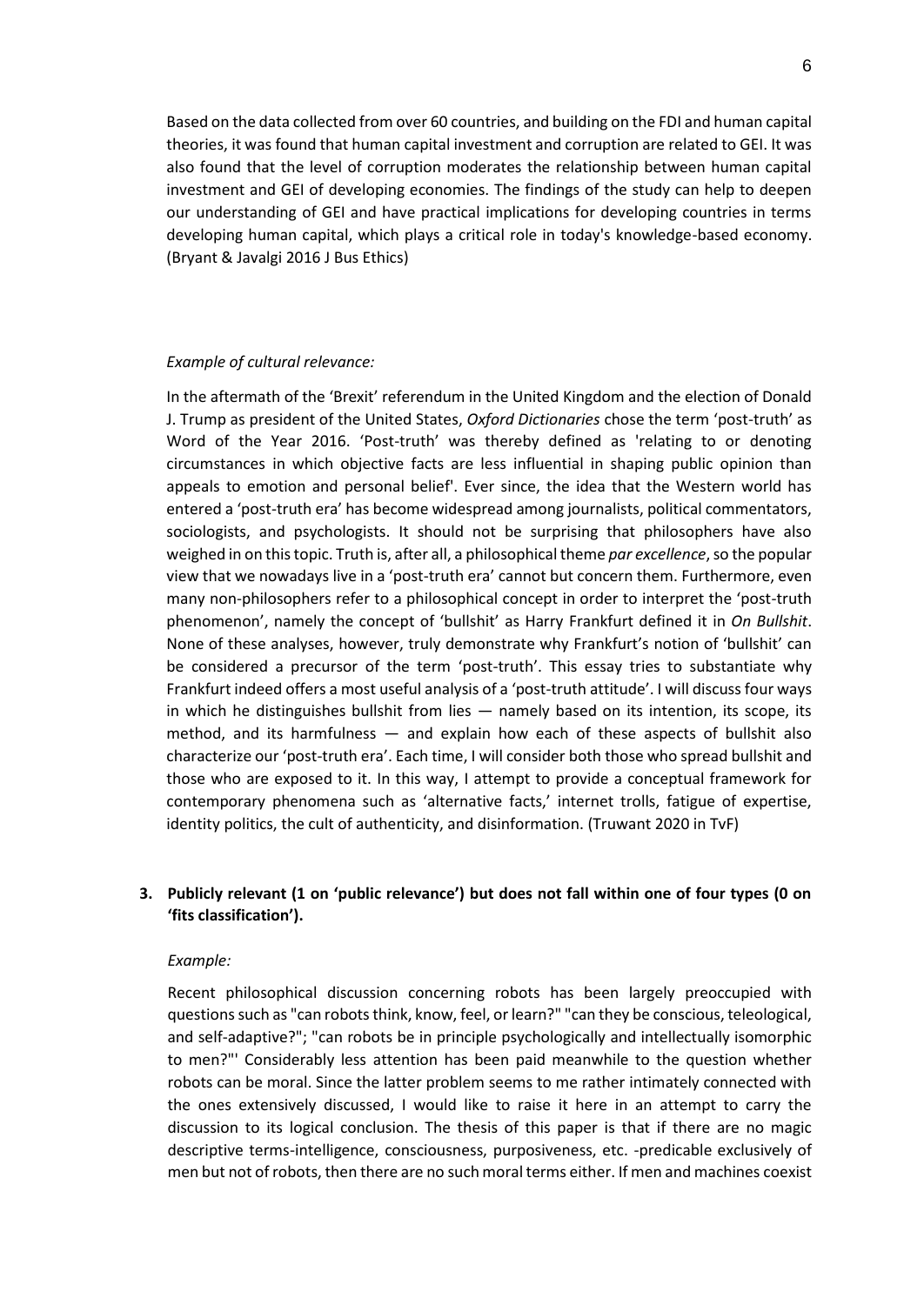Based on the data collected from over 60 countries, and building on the FDI and human capital theories, it was found that human capital investment and corruption are related to GEI. It was also found that the level of corruption moderates the relationship between human capital investment and GEI of developing economies. The findings of the study can help to deepen our understanding of GEI and have practical implications for developing countries in terms developing human capital, which plays a critical role in today's knowledge-based economy. (Bryant & Javalgi 2016 J Bus Ethics)

*Example of cultural relevance:*

In the aftermath of the 'Brexit' referendum in the United Kingdom and the election of Donald J. Trump as president of the United States, *Oxford Dictionaries* chose the term 'post-truth' as Word of the Year 2016. 'Post-truth' was thereby defined as 'relating to or denoting circumstances in which objective facts are less influential in shaping public opinion than appeals to emotion and personal belief'. Ever since, the idea that the Western world has entered a 'post-truth era' has become widespread among journalists, political commentators, sociologists, and psychologists. It should not be surprising that philosophers have also weighed in on this topic. Truth is, after all, a philosophical theme *par excellence*, so the popular view that we nowadays live in a 'post-truth era' cannot but concern them. Furthermore, even many non-philosophers refer to a philosophical concept in order to interpret the 'post-truth phenomenon', namely the concept of 'bullshit' as Harry Frankfurt defined it in *On Bullshit*. None of these analyses, however, truly demonstrate why Frankfurt's notion of 'bullshit' can be considered a precursor of the term 'post-truth'. This essay tries to substantiate why Frankfurt indeed offers a most useful analysis of a 'post-truth attitude'. I will discuss four ways in which he distinguishes bullshit from lies — namely based on its intention, its scope, its method, and its harmfulness — and explain how each of these aspects of bullshit also characterize our 'post-truth era'. Each time, I will consider both those who spread bullshit and those who are exposed to it. In this way, I attempt to provide a conceptual framework for contemporary phenomena such as 'alternative facts,' internet trolls, fatigue of expertise, identity politics, the cult of authenticity, and disinformation. (Truwant 2020 in TvF)

3. **Publicly relevant (1 on 'public relevance') but does not fall within one of four types (0 on 'fits classification').**

*Example:*

Recent philosophical discussion concerning robots has been largely preoccupied with questions such as "can robots think, know, feel, or learn?" "can they be conscious, teleological, and self-adaptive?"; "can robots be in principle psychologically and intellectually isomorphic to men?"' Considerably less attention has been paid meanwhile to the question whether robots can be moral. Since the latter problem seems to me rather intimately connected with the ones extensively discussed, I would like to raise it here in an attempt to carry the discussion to its logical conclusion. The thesis of this paper is that if there are no magic descriptive terms-intelligence, consciousness, purposiveness, etc. -predicable exclusively of men but not of robots, then there are no such moral terms either. If men and machines coexist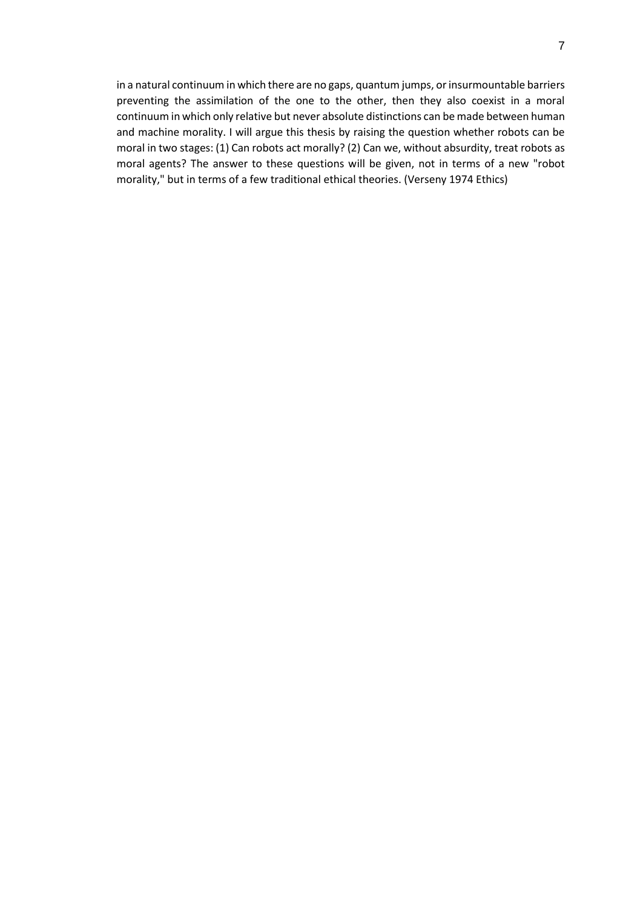in a natural continuum in which there are no gaps, quantum jumps, or insurmountable barriers preventing the assimilation of the one to the other, then they also coexist in a moral continuum in which only relative but never absolute distinctions can be made between human and machine morality. I will argue this thesis by raising the question whether robots can be moral in two stages: (1) Can robots act morally? (2) Can we, without absurdity, treat robots as moral agents? The answer to these questions will be given, not in terms of a new "robot morality," but in terms of a few traditional ethical theories. (Verseny 1974 Ethics)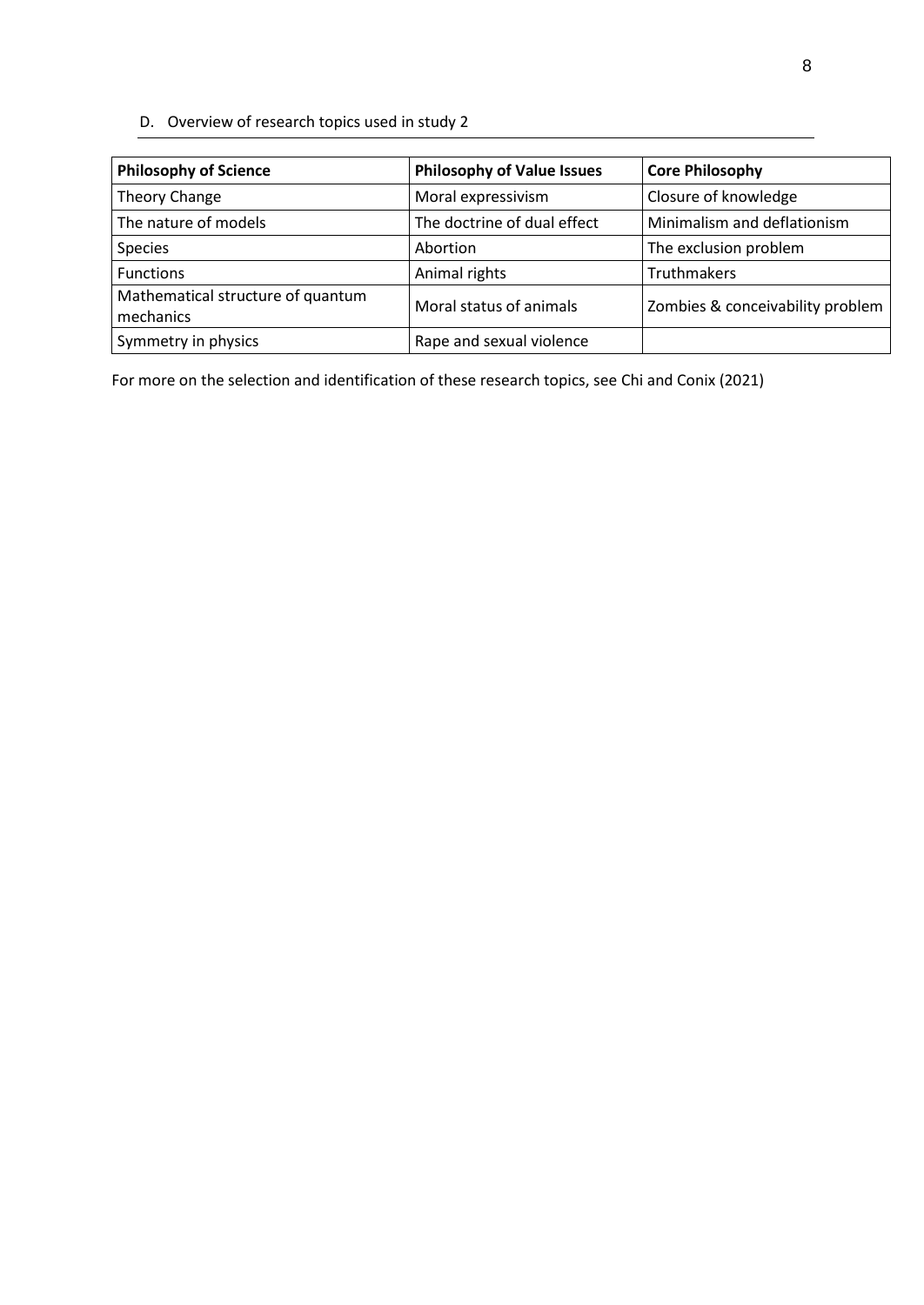D. Overview of research topics used in study 2

| Philosophy of Science | Philosophy of Value Issues | Core Philosophy |
| --- | --- | --- |
| Theory Change | Moral expressivism | Closure of knowledge |
| The nature of models | The doctrine of dual effect | Minimalism and deflationism |
| Species | Abortion | The exclusion problem |
| Functions | Animal rights | Truthmakers |
| Mathematical structure of quantum mechanics | Moral status of animals | Zombies & conceivability problem |
| Symmetry in physics | Rape and sexual violence | |

For more on the selection and identification of these research topics, see Chi and Conix (2021)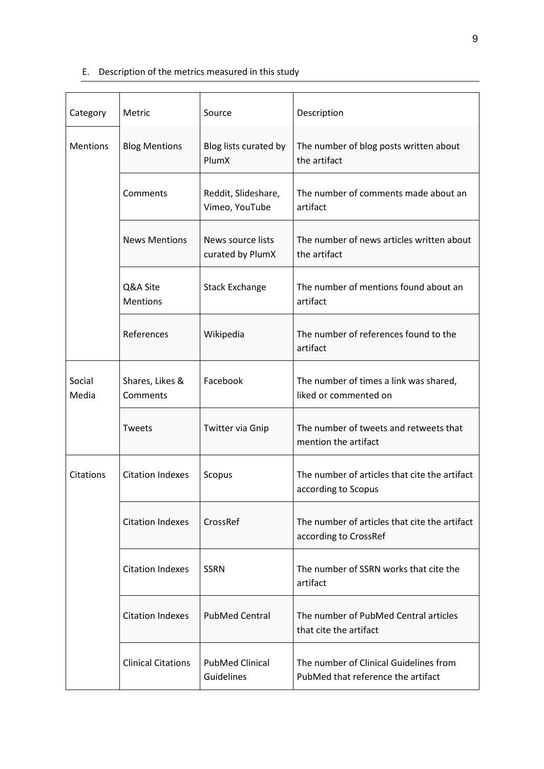E. Description of the metrics measured in this study

| Category | Metric | Source | Description |
|---|---|---|---|
| Mentions | Blog Mentions | Blog lists curated by PlumX | The number of blog posts written about the artifact |
| | Comments | Reddit, Slideshare, Vimeo, YouTube | The number of comments made about an artifact |
| | News Mentions | News source lists curated by PlumX | The number of news articles written about the artifact |
| | Q&A Site Mentions | Stack Exchange | The number of mentions found about an artifact |
| | References | Wikipedia | The number of references found to the artifact |
| Social Media | Shares, Likes & Comments | Facebook | The number of times a link was shared, liked or commented on |
| | Tweets | Twitter via Gnip | The number of tweets and retweets that mention the artifact |
| Citations | Citation Indexes | Scopus | The number of articles that cite the artifact according to Scopus |
| | Citation Indexes | CrossRef | The number of articles that cite the artifact according to CrossRef |
| | Citation Indexes | SSRN | The number of SSRN works that cite the artifact |
| | Citation Indexes | PubMed Central | The number of PubMed Central articles that cite the artifact |
| | Clinical Citations | PubMed Clinical Guidelines | The number of Clinical Guidelines from PubMed that reference the artifact |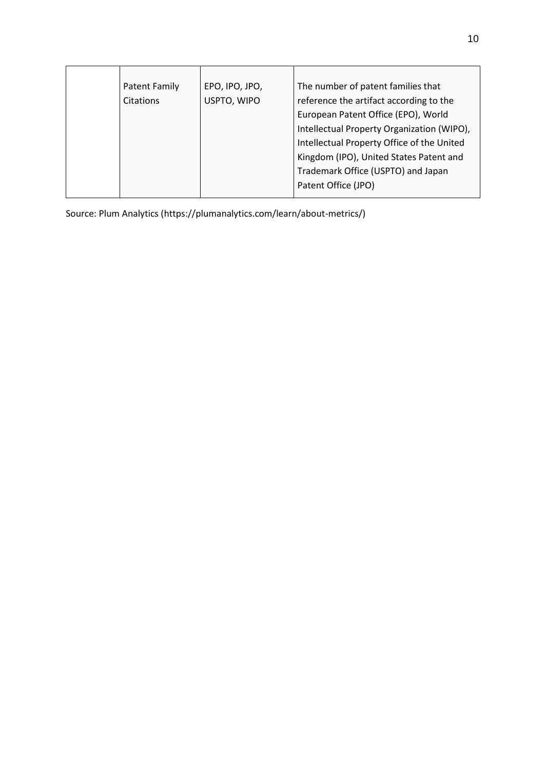| | | | |
|---|---|---|---|
| | Patent Family Citations | EPO, IPO, JPO, USPTO, WIPO | The number of patent families that reference the artifact according to the European Patent Office (EPO), World Intellectual Property Organization (WIPO), Intellectual Property Office of the United Kingdom (IPO), United States Patent and Trademark Office (USPTO) and Japan Patent Office (JPO) |

Source: Plum Analytics (https://plumanalytics.com/learn/about-metrics/)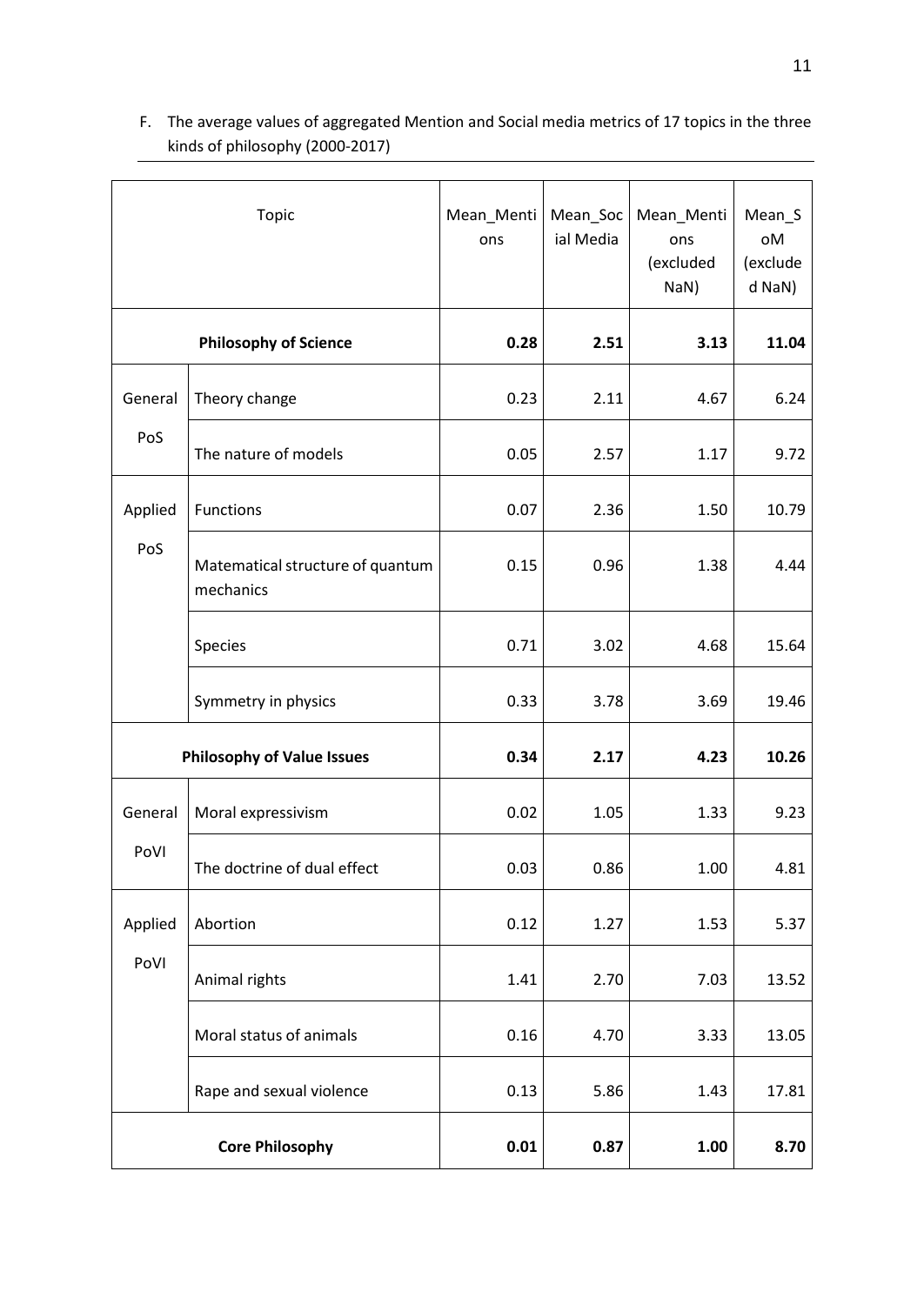F. The average values of aggregated Mention and Social media metrics of 17 topics in the three kinds of philosophy (2000-2017)

| Topic | | Mean_Mentions | Mean_Social Media | Mean_Mentions (excluded NaN) | Mean_SoM (excluded NaN) |
|---|---|---|---|---|---|
| **Philosophy of Science** | | **0.28** | **2.51** | **3.13** | **11.04** |
| General PoS | Theory change | 0.23 | 2.11 | 4.67 | 6.24 |
| | The nature of models | 0.05 | 2.57 | 1.17 | 9.72 |
| Applied PoS | Functions | 0.07 | 2.36 | 1.50 | 10.79 |
| | Matematical structure of quantum mechanics | 0.15 | 0.96 | 1.38 | 4.44 |
| | Species | 0.71 | 3.02 | 4.68 | 15.64 |
| | Symmetry in physics | 0.33 | 3.78 | 3.69 | 19.46 |
| **Philosophy of Value Issues** | | **0.34** | **2.17** | **4.23** | **10.26** |
| General PoVI | Moral expressivism | 0.02 | 1.05 | 1.33 | 9.23 |
| | The doctrine of dual effect | 0.03 | 0.86 | 1.00 | 4.81 |
| Applied PoVI | Abortion | 0.12 | 1.27 | 1.53 | 5.37 |
| | Animal rights | 1.41 | 2.70 | 7.03 | 13.52 |
| | Moral status of animals | 0.16 | 4.70 | 3.33 | 13.05 |
| | Rape and sexual violence | 0.13 | 5.86 | 1.43 | 17.81 |
| **Core Philosophy** | | **0.01** | **0.87** | **1.00** | **8.70** |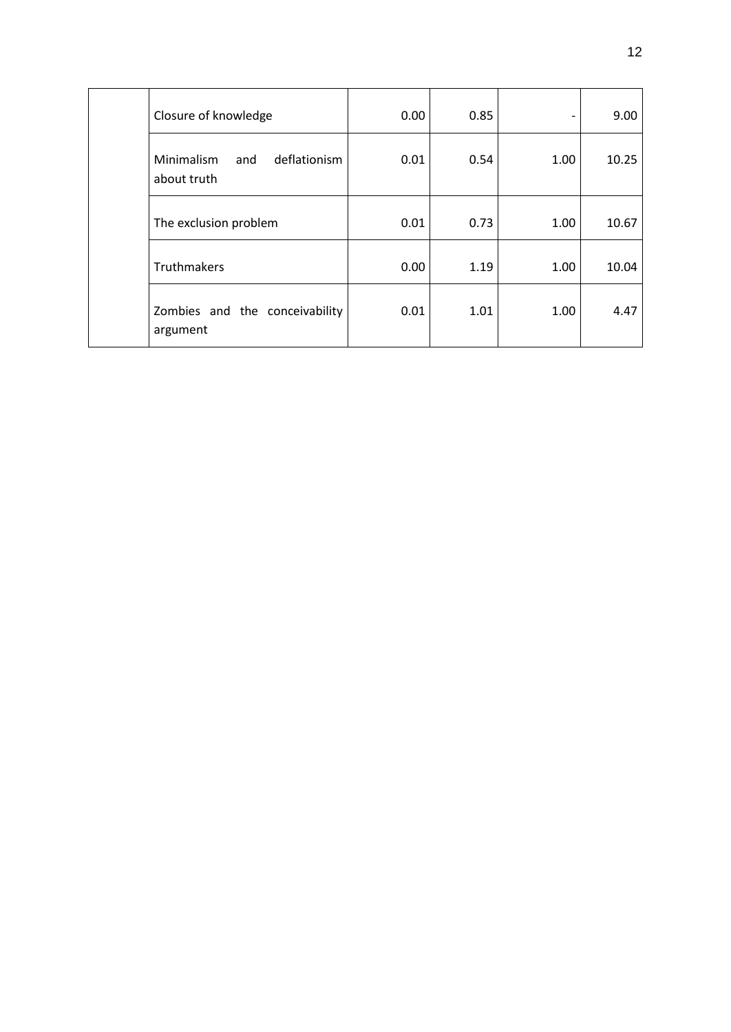| | | | | | |
|---|---|---|---|---|---|
| | Closure of knowledge | 0.00 | 0.85 | - | 9.00 |
| | Minimalism and deflationism about truth | 0.01 | 0.54 | 1.00 | 10.25 |
| | The exclusion problem | 0.01 | 0.73 | 1.00 | 10.67 |
| | Truthmakers | 0.00 | 1.19 | 1.00 | 10.04 |
| | Zombies and the conceivability argument | 0.01 | 1.01 | 1.00 | 4.47 |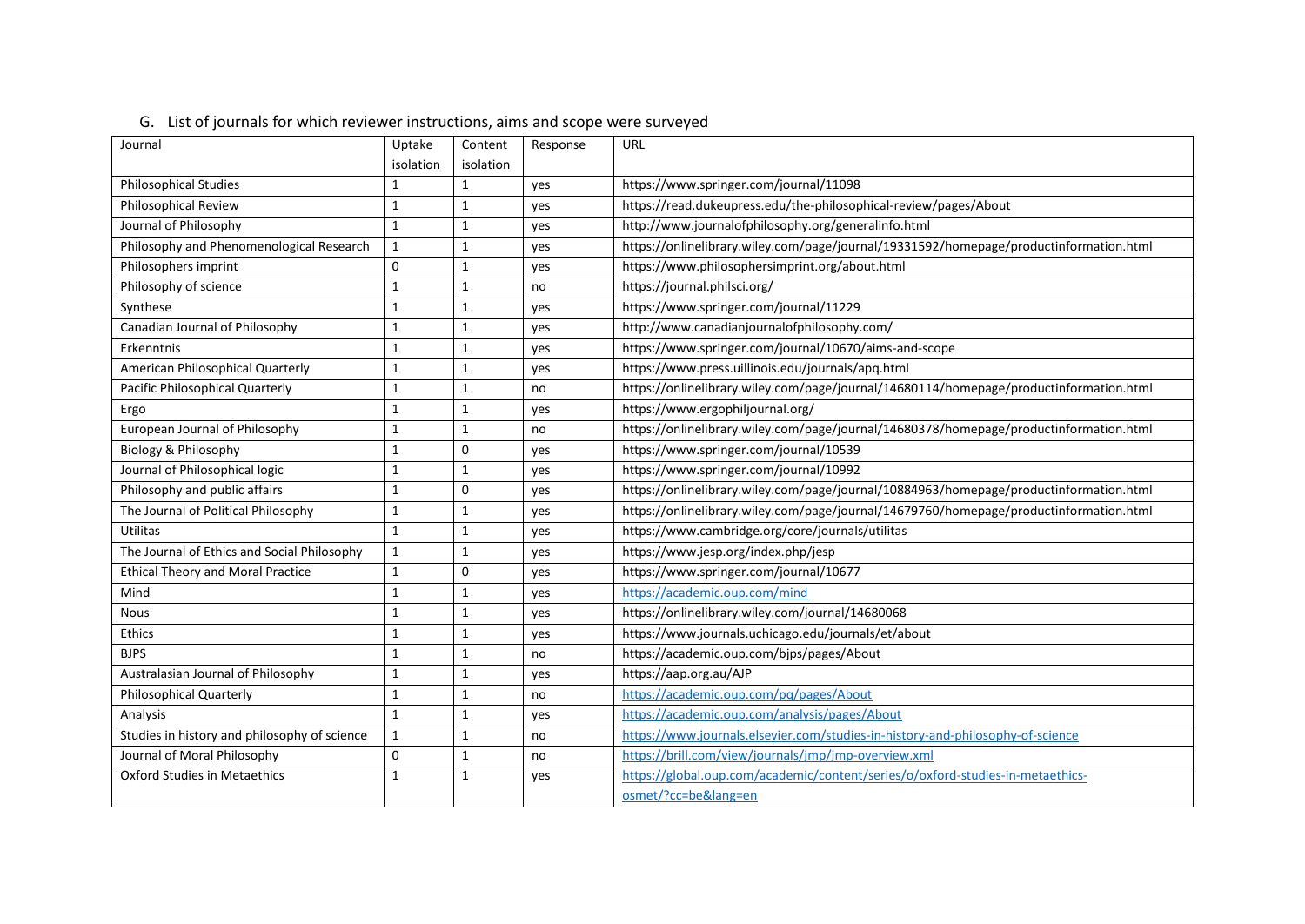## G. List of journals for which reviewer instructions, aims and scope were surveyed

| Journal | Uptake isolation | Content isolation | Response | URL |
|---|---|---|---|---|
| Philosophical Studies | 1 | 1 | yes | https://www.springer.com/journal/11098 |
| Philosophical Review | 1 | 1 | yes | https://read.dukeupress.edu/the-philosophical-review/pages/About |
| Journal of Philosophy | 1 | 1 | yes | http://www.journalofphilosophy.org/generalinfo.html |
| Philosophy and Phenomenological Research | 1 | 1 | yes | https://onlinelibrary.wiley.com/page/journal/19331592/homepage/productinformation.html |
| Philosophers imprint | 0 | 1 | yes | https://www.philosophersimprint.org/about.html |
| Philosophy of science | 1 | 1 | no | https://journal.philsci.org/ |
| Synthese | 1 | 1 | yes | https://www.springer.com/journal/11229 |
| Canadian Journal of Philosophy | 1 | 1 | yes | http://www.canadianjournalofphilosophy.com/ |
| Erkenntnis | 1 | 1 | yes | https://www.springer.com/journal/10670/aims-and-scope |
| American Philosophical Quarterly | 1 | 1 | yes | https://www.press.uillinois.edu/journals/apq.html |
| Pacific Philosophical Quarterly | 1 | 1 | no | https://onlinelibrary.wiley.com/page/journal/14680114/homepage/productinformation.html |
| Ergo | 1 | 1 | yes | https://www.ergophiljournal.org/ |
| European Journal of Philosophy | 1 | 1 | no | https://onlinelibrary.wiley.com/page/journal/14680378/homepage/productinformation.html |
| Biology & Philosophy | 1 | 0 | yes | https://www.springer.com/journal/10539 |
| Journal of Philosophical logic | 1 | 1 | yes | https://www.springer.com/journal/10992 |
| Philosophy and public affairs | 1 | 0 | yes | https://onlinelibrary.wiley.com/page/journal/10884963/homepage/productinformation.html |
| The Journal of Political Philosophy | 1 | 1 | yes | https://onlinelibrary.wiley.com/page/journal/14679760/homepage/productinformation.html |
| Utilitas | 1 | 1 | yes | https://www.cambridge.org/core/journals/utilitas |
| The Journal of Ethics and Social Philosophy | 1 | 1 | yes | https://www.jesp.org/index.php/jesp |
| Ethical Theory and Moral Practice | 1 | 0 | yes | https://www.springer.com/journal/10677 |
| Mind | 1 | 1 | yes | https://academic.oup.com/mind |
| Nous | 1 | 1 | yes | https://onlinelibrary.wiley.com/journal/14680068 |
| Ethics | 1 | 1 | yes | https://www.journals.uchicago.edu/journals/et/about |
| BJPS | 1 | 1 | no | https://academic.oup.com/bjps/pages/About |
| Australasian Journal of Philosophy | 1 | 1 | yes | https://aap.org.au/AJP |
| Philosophical Quarterly | 1 | 1 | no | https://academic.oup.com/pq/pages/About |
| Analysis | 1 | 1 | yes | https://academic.oup.com/analysis/pages/About |
| Studies in history and philosophy of science | 1 | 1 | no | https://www.journals.elsevier.com/studies-in-history-and-philosophy-of-science |
| Journal of Moral Philosophy | 0 | 1 | no | https://brill.com/view/journals/jmp/jmp-overview.xml |
| Oxford Studies in Metaethics | 1 | 1 | yes | https://global.oup.com/academic/content/series/o/oxford-studies-in-metaethics-osmet/?cc=be&lang=en |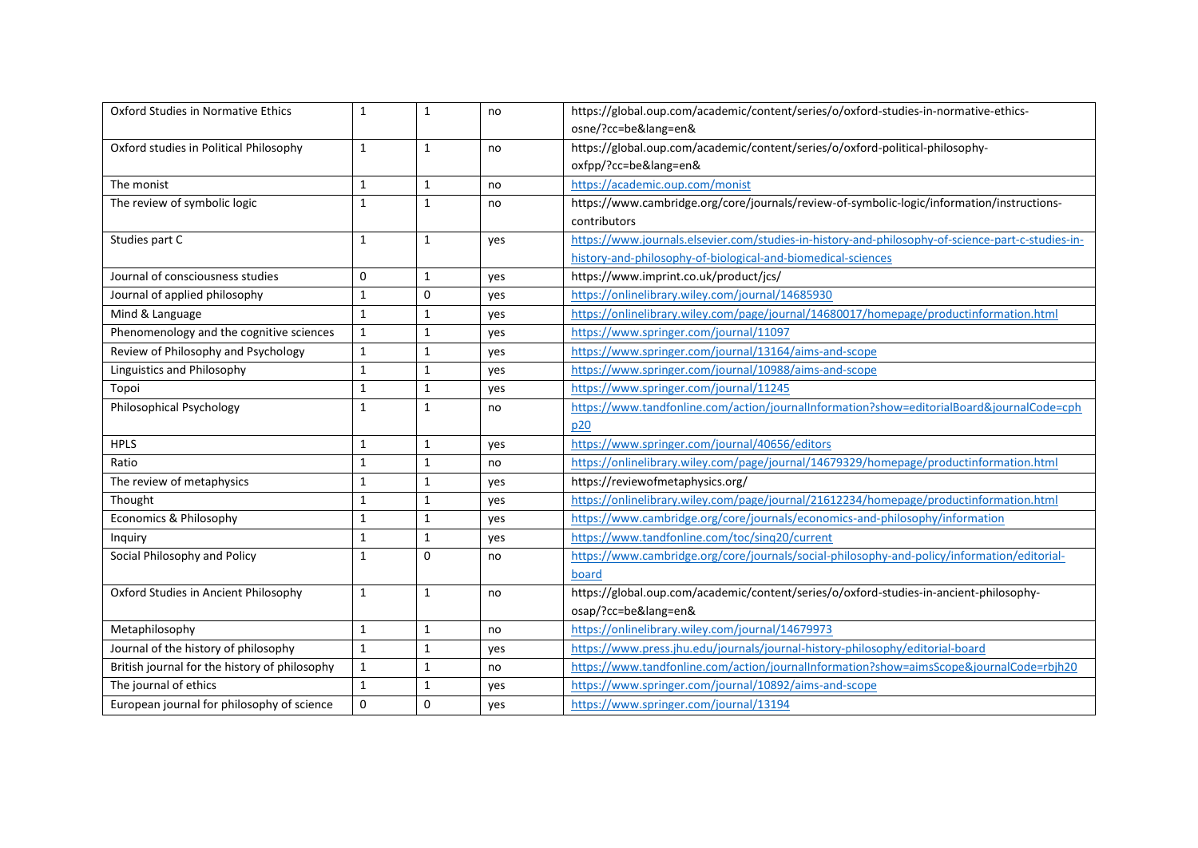| | | | | |
|---|---|---|---|---|
| Oxford Studies in Normative Ethics | 1 | 1 | no | https://global.oup.com/academic/content/series/o/oxford-studies-in-normative-ethics-osne/?cc=be&lang=en& |
| Oxford studies in Political Philosophy | 1 | 1 | no | https://global.oup.com/academic/content/series/o/oxford-political-philosophy-oxfpp/?cc=be&lang=en& |
| The monist | 1 | 1 | no | https://academic.oup.com/monist |
| The review of symbolic logic | 1 | 1 | no | https://www.cambridge.org/core/journals/review-of-symbolic-logic/information/instructions-contributors |
| Studies part C | 1 | 1 | yes | https://www.journals.elsevier.com/studies-in-history-and-philosophy-of-science-part-c-studies-in-history-and-philosophy-of-biological-and-biomedical-sciences |
| Journal of consciousness studies | 0 | 1 | yes | https://www.imprint.co.uk/product/jcs/ |
| Journal of applied philosophy | 1 | 0 | yes | https://onlinelibrary.wiley.com/journal/14685930 |
| Mind & Language | 1 | 1 | yes | https://onlinelibrary.wiley.com/page/journal/14680017/homepage/productinformation.html |
| Phenomenology and the cognitive sciences | 1 | 1 | yes | https://www.springer.com/journal/11097 |
| Review of Philosophy and Psychology | 1 | 1 | yes | https://www.springer.com/journal/13164/aims-and-scope |
| Linguistics and Philosophy | 1 | 1 | yes | https://www.springer.com/journal/10988/aims-and-scope |
| Topoi | 1 | 1 | yes | https://www.springer.com/journal/11245 |
| Philosophical Psychology | 1 | 1 | no | https://www.tandfonline.com/action/journalInformation?show=editorialBoard&journalCode=cphp20 |
| HPLS | 1 | 1 | yes | https://www.springer.com/journal/40656/editors |
| Ratio | 1 | 1 | no | https://onlinelibrary.wiley.com/page/journal/14679329/homepage/productinformation.html |
| The review of metaphysics | 1 | 1 | yes | https://reviewofmetaphysics.org/ |
| Thought | 1 | 1 | yes | https://onlinelibrary.wiley.com/page/journal/21612234/homepage/productinformation.html |
| Economics & Philosophy | 1 | 1 | yes | https://www.cambridge.org/core/journals/economics-and-philosophy/information |
| Inquiry | 1 | 1 | yes | https://www.tandfonline.com/toc/sinq20/current |
| Social Philosophy and Policy | 1 | 0 | no | https://www.cambridge.org/core/journals/social-philosophy-and-policy/information/editorial-board |
| Oxford Studies in Ancient Philosophy | 1 | 1 | no | https://global.oup.com/academic/content/series/o/oxford-studies-in-ancient-philosophy-osap/?cc=be&lang=en& |
| Metaphilosophy | 1 | 1 | no | https://onlinelibrary.wiley.com/journal/14679973 |
| Journal of the history of philosophy | 1 | 1 | yes | https://www.press.jhu.edu/journals/journal-history-philosophy/editorial-board |
| British journal for the history of philosophy | 1 | 1 | no | https://www.tandfonline.com/action/journalInformation?show=aimsScope&journalCode=rbjh20 |
| The journal of ethics | 1 | 1 | yes | https://www.springer.com/journal/10892/aims-and-scope |
| European journal for philosophy of science | 0 | 0 | yes | https://www.springer.com/journal/13194 |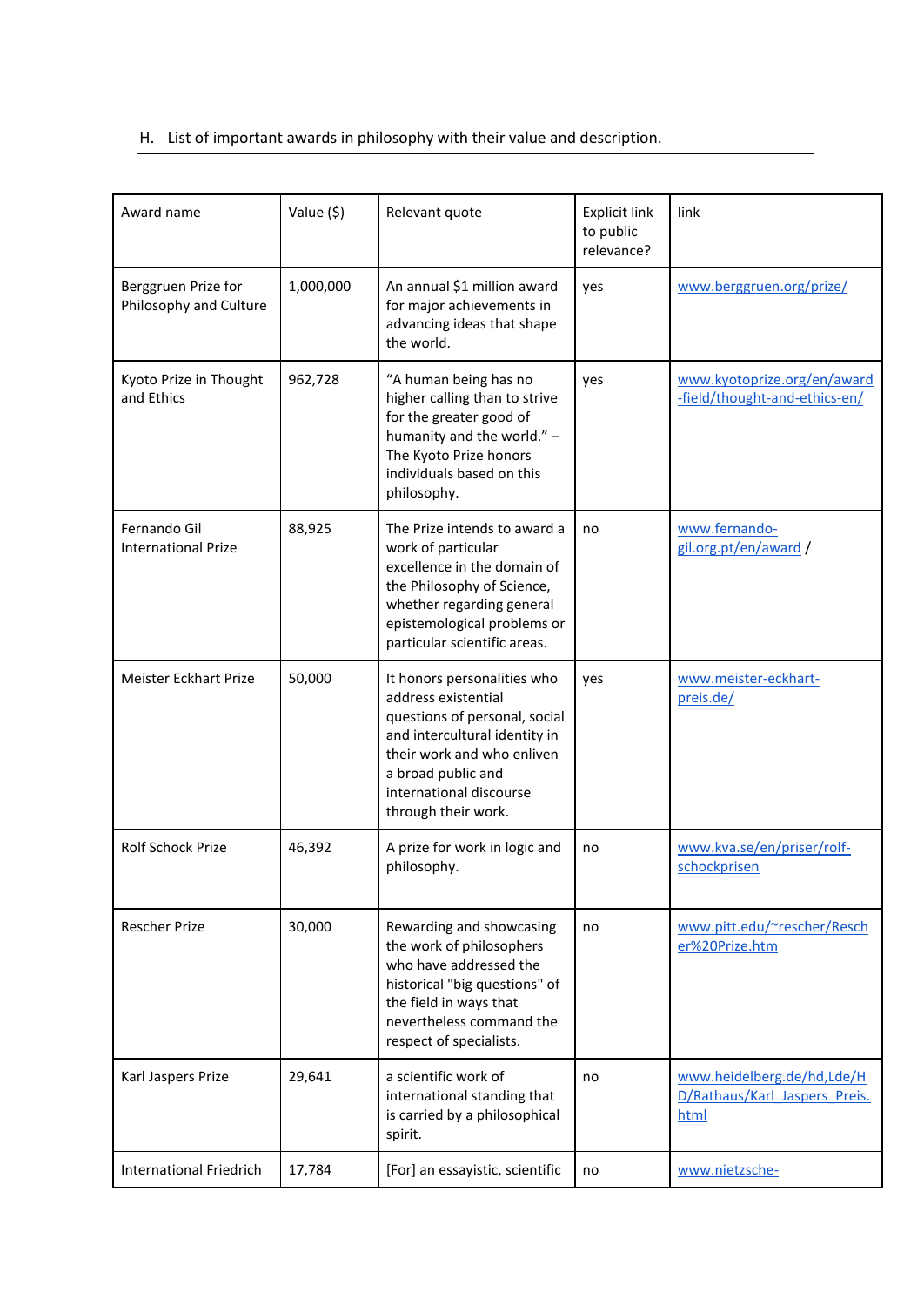H. List of important awards in philosophy with their value and description.

| Award name | Value ($) | Relevant quote | Explicit link to public relevance? | link |
|---|---|---|---|---|
| Berggruen Prize for Philosophy and Culture | 1,000,000 | An annual $1 million award for major achievements in advancing ideas that shape the world. | yes | www.berggruen.org/prize/ |
| Kyoto Prize in Thought and Ethics | 962,728 | "A human being has no higher calling than to strive for the greater good of humanity and the world." – The Kyoto Prize honors individuals based on this philosophy. | yes | www.kyotoprize.org/en/award-field/thought-and-ethics-en/ |
| Fernando Gil International Prize | 88,925 | The Prize intends to award a work of particular excellence in the domain of the Philosophy of Science, whether regarding general epistemological problems or particular scientific areas. | no | www.fernando-gil.org.pt/en/award / |
| Meister Eckhart Prize | 50,000 | It honors personalities who address existential questions of personal, social and intercultural identity in their work and who enliven a broad public and international discourse through their work. | yes | www.meister-eckhart-preis.de/ |
| Rolf Schock Prize | 46,392 | A prize for work in logic and philosophy. | no | www.kva.se/en/priser/rolf-schockprisen |
| Rescher Prize | 30,000 | Rewarding and showcasing the work of philosophers who have addressed the historical "big questions" of the field in ways that nevertheless command the respect of specialists. | no | www.pitt.edu/~rescher/Rescher%20Prize.htm |
| Karl Jaspers Prize | 29,641 | a scientific work of international standing that is carried by a philosophical spirit. | no | www.heidelberg.de/hd,Lde/HD/Rathaus/Karl_Jaspers_Preis.html |
| International Friedrich | 17,784 | [For] an essayistic, scientific | no | www.nietzsche- |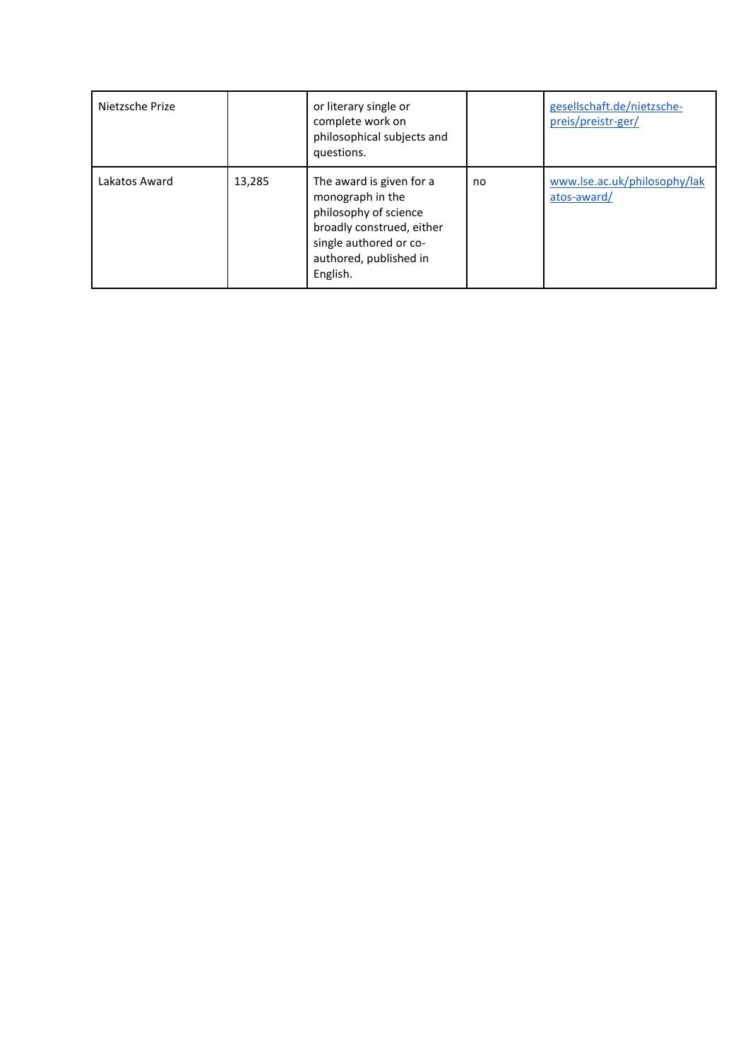| | | | | |
|---|---|---|---|---|
| Nietzsche Prize | | or literary single or complete work on philosophical subjects and questions. | | gesellschaft.de/nietzsche-preis/preistr-ger/ |
| Lakatos Award | 13,285 | The award is given for a monograph in the philosophy of science broadly construed, either single authored or co-authored, published in English. | no | www.lse.ac.uk/philosophy/lakatos-award/ |